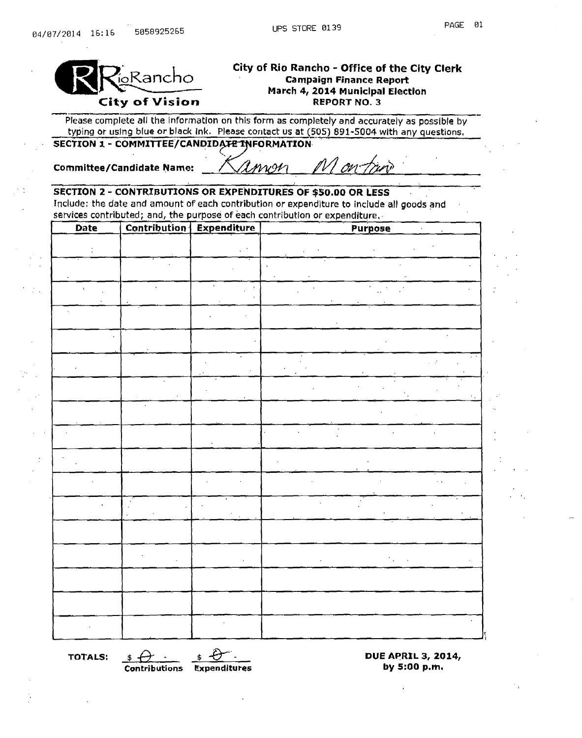RioRancho
City of Vision

## City of Rio Rancho - Office of the City Clerk
### Campaign Finance Report
### March 4, 2014 Municipal Election
### REPORT NO. 3

Please complete all the information on this form as completely and accurately as possible by typing or using blue or black ink. Please contact us at (505) 891-5004 with any questions.

**SECTION 1 - COMMITTEE/CANDIDATE INFORMATION**

**Committee/Candidate Name:** Ramon Montano

**SECTION 2 - CONTRIBUTIONS OR EXPENDITURES OF $50.00 OR LESS**

Include: the date and amount of each contribution or expenditure to include all goods and services contributed; and, the purpose of each contribution or expenditure.

| Date | Contribution | Expenditure | Purpose |
|---|---|---|---|
| | | | |
| | | | |
| | | | |
| | | | |
| | | | |
| | | | |
| | | | |
| | | | |
| | | | |
| | | | |
| | | | |
| | | | |
| | | | |
| | | | |
| | | | |
| | | | |
| | | | |

**TOTALS:** $ 0 (Contributions) $ 0 (Expenditures)

**DUE APRIL 3, 2014, by 5:00 p.m.**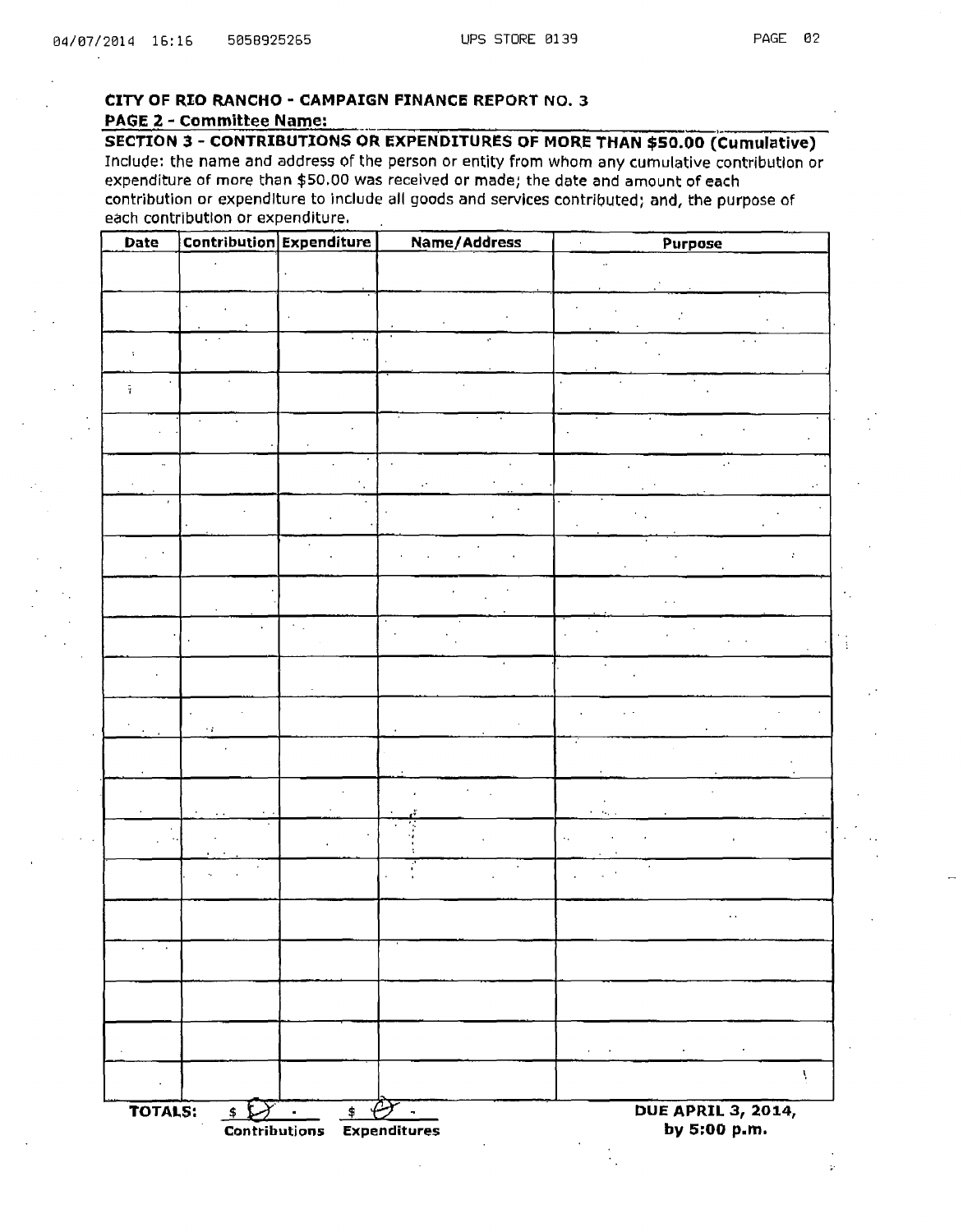**CITY OF RIO RANCHO - CAMPAIGN FINANCE REPORT NO. 3**

**PAGE 2 - Committee Name:**

**SECTION 3 - CONTRIBUTIONS OR EXPENDITURES OF MORE THAN $50.00 (Cumulative)**

Include: the name and address of the person or entity from whom any cumulative contribution or expenditure of more than $50.00 was received or made; the date and amount of each contribution or expenditure to include all goods and services contributed; and, the purpose of each contribution or expenditure.

| Date | Contribution | Expenditure | Name/Address | Purpose |
|---|---|---|---|---|
| | | | | |
| | | | | |
| | | | | |
| | | | | |
| | | | | |
| | | | | |
| | | | | |
| | | | | |
| | | | | |
| | | | | |
| | | | | |
| | | | | |
| | | | | |
| | | | | |
| | | | | |
| | | | | |
| | | | | |
| | | | | |
| | | | | |
| | | | | |
| | | | | |

**TOTALS:** $ 0 . (Contributions) $ 0 . (Expenditures)

**DUE APRIL 3, 2014, by 5:00 p.m.**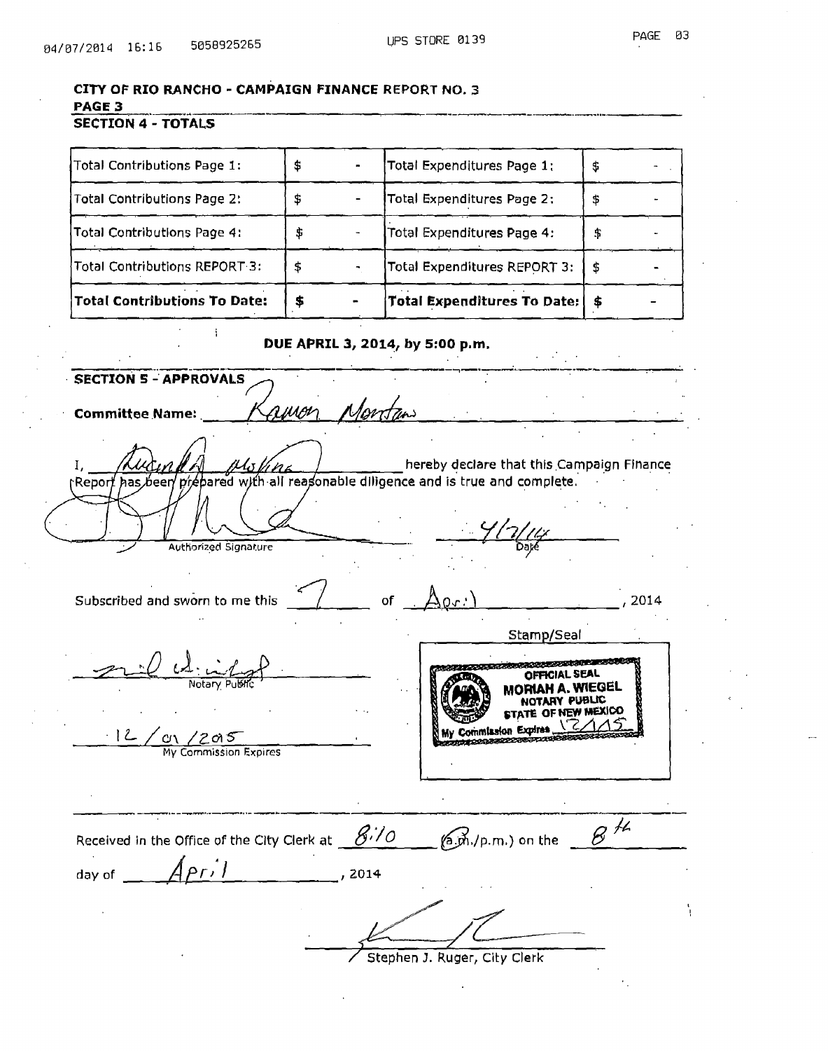## CITY OF RIO RANCHO - CAMPAIGN FINANCE REPORT NO. 3

**PAGE 3**

**SECTION 4 - TOTALS**

| | | | |
|---|---|---|---|
| Total Contributions Page 1: | $ - | Total Expenditures Page 1: | $ - |
| Total Contributions Page 2: | $ - | Total Expenditures Page 2: | $ - |
| Total Contributions Page 4: | $ - | Total Expenditures Page 4: | $ - |
| Total Contributions REPORT 3: | $ - | Total Expenditures REPORT 3: | $ - |
| **Total Contributions To Date:** | **$ -** | **Total Expenditures To Date:** | **$ -** |

**DUE APRIL 3, 2014, by 5:00 p.m.**

**SECTION 5 - APPROVALS**

**Committee Name:** Ramon Montano

I, Lucinda Molina hereby declare that this Campaign Finance Report has been prepared with all reasonable diligence and is true and complete.

Authorized Signature 4/7/14 Date

Subscribed and sworn to me this 7 of April, 2014

Notary Public

12 / 01 / 2015 My Commission Expires

Stamp/Seal

OFFICIAL SEAL
MORIAH A. WIEGEL
NOTARY PUBLIC
STATE OF NEW MEXICO
My Commission Expires 12/1/15

Received in the Office of the City Clerk at 8:10 (a.m./p.m.) on the 8th day of April, 2014

Stephen J. Ruger, City Clerk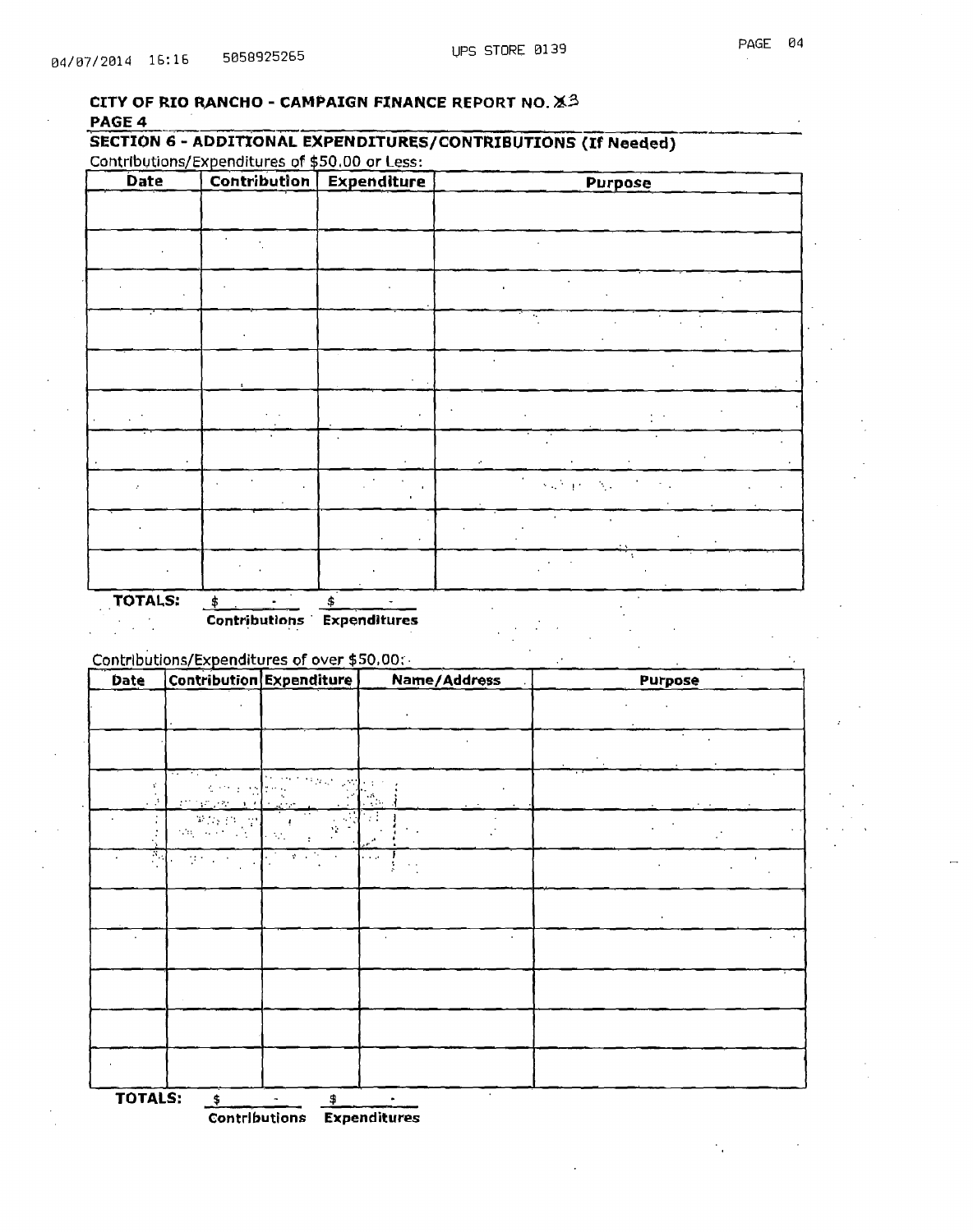## CITY OF RIO RANCHO - CAMPAIGN FINANCE REPORT NO. 3

**PAGE 4**

### SECTION 6 - ADDITIONAL EXPENDITURES/CONTRIBUTIONS (If Needed)

Contributions/Expenditures of $50.00 or Less:

| Date | Contribution | Expenditure | Purpose |
|---|---|---|---|
| | | | |
| | | | |
| | | | |
| | | | |
| | | | |
| | | | |
| | | | |
| | | | |
| | | | |
| | | | |

**TOTALS:** $ - (Contributions) $ - (Expenditures)

Contributions/Expenditures of over $50.00:

| Date | Contribution | Expenditure | Name/Address | Purpose |
|---|---|---|---|---|
| | | | | |
| | | | | |
| | | | | |
| | | | | |
| | | | | |
| | | | | |
| | | | | |
| | | | | |
| | | | | |
| | | | | |

**TOTALS:** $ - (Contributions) $ - (Expenditures)